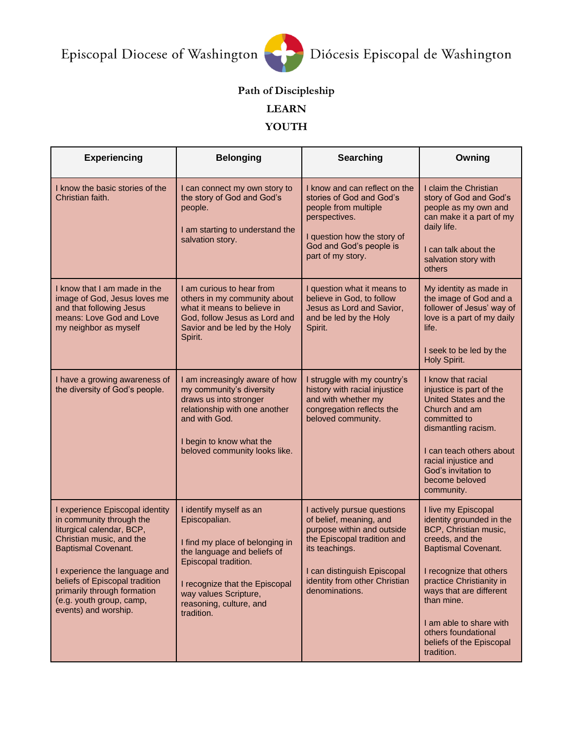Episcopal Diocese of Washington Diócesis Episcopal de Washington

## Path of Discipleship

## LEARN

## YOUTH

| Experiencing | Belonging | Searching | Owning |
|---|---|---|---|
| I know the basic stories of the Christian faith. | I can connect my own story to the story of God and God's people.<br><br>I am starting to understand the salvation story. | I know and can reflect on the stories of God and God's people from multiple perspectives.<br><br>I question how the story of God and God's people is part of my story. | I claim the Christian story of God and God's people as my own and can make it a part of my daily life.<br><br>I can talk about the salvation story with others |
| I know that I am made in the image of God, Jesus loves me and that following Jesus means: Love God and Love my neighbor as myself | I am curious to hear from others in my community about what it means to believe in God, follow Jesus as Lord and Savior and be led by the Holy Spirit. | I question what it means to believe in God, to follow Jesus as Lord and Savior, and be led by the Holy Spirit. | My identity as made in the image of God and a follower of Jesus' way of love is a part of my daily life.<br><br>I seek to be led by the Holy Spirit. |
| I have a growing awareness of the diversity of God's people. | I am increasingly aware of how my community's diversity draws us into stronger relationship with one another and with God.<br><br>I begin to know what the beloved community looks like. | I struggle with my country's history with racial injustice and with whether my congregation reflects the beloved community. | I know that racial injustice is part of the United States and the Church and am committed to dismantling racism.<br><br>I can teach others about racial injustice and God's invitation to become beloved community. |
| I experience Episcopal identity in community through the liturgical calendar, BCP, Christian music, and the Baptismal Covenant.<br><br>I experience the language and beliefs of Episcopal tradition primarily through formation (e.g. youth group, camp, events) and worship. | I identify myself as an Episcopalian.<br><br>I find my place of belonging in the language and beliefs of Episcopal tradition.<br><br>I recognize that the Episcopal way values Scripture, reasoning, culture, and tradition. | I actively pursue questions of belief, meaning, and purpose within and outside the Episcopal tradition and its teachings.<br><br>I can distinguish Episcopal identity from other Christian denominations. | I live my Episcopal identity grounded in the BCP, Christian music, creeds, and the Baptismal Covenant.<br><br>I recognize that others practice Christianity in ways that are different than mine.<br><br>I am able to share with others foundational beliefs of the Episcopal tradition. |